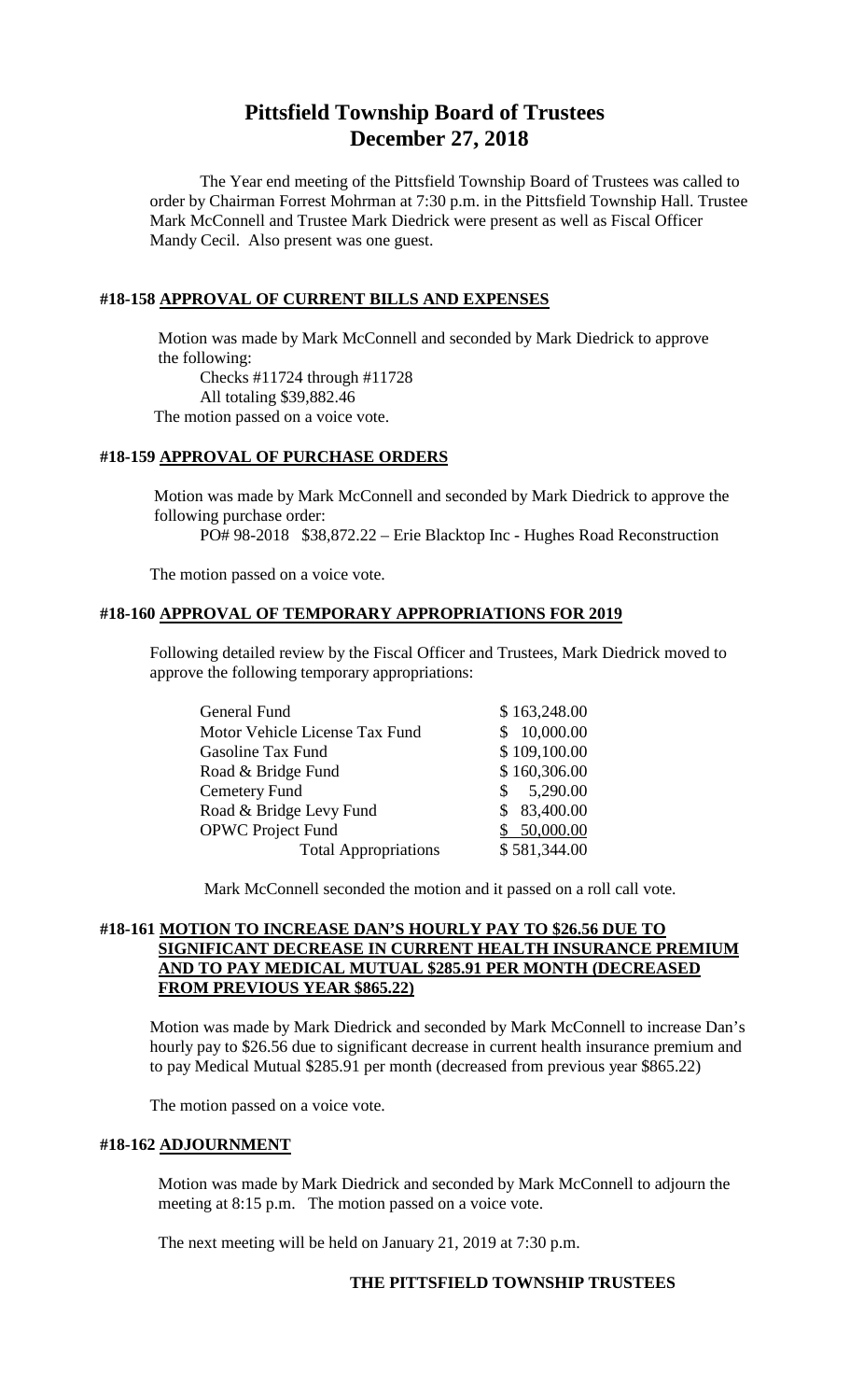# Pittsfield Township Board of Trustees
# December 27, 2018

The Year end meeting of the Pittsfield Township Board of Trustees was called to order by Chairman Forrest Mohrman at 7:30 p.m. in the Pittsfield Township Hall. Trustee Mark McConnell and Trustee Mark Diedrick were present as well as Fiscal Officer Mandy Cecil. Also present was one guest.

### #18-158 APPROVAL OF CURRENT BILLS AND EXPENSES

Motion was made by Mark McConnell and seconded by Mark Diedrick to approve the following:

Checks #11724 through #11728

All totaling $39,882.46

The motion passed on a voice vote.

### #18-159 APPROVAL OF PURCHASE ORDERS

Motion was made by Mark McConnell and seconded by Mark Diedrick to approve the following purchase order:

PO# 98-2018 $38,872.22 – Erie Blacktop Inc - Hughes Road Reconstruction

The motion passed on a voice vote.

### #18-160 APPROVAL OF TEMPORARY APPROPRIATIONS FOR 2019

Following detailed review by the Fiscal Officer and Trustees, Mark Diedrick moved to approve the following temporary appropriations:

| | |
|---|---|
| General Fund | $ 163,248.00 |
| Motor Vehicle License Tax Fund | $ 10,000.00 |
| Gasoline Tax Fund | $ 109,100.00 |
| Road & Bridge Fund | $ 160,306.00 |
| Cemetery Fund | $ 5,290.00 |
| Road & Bridge Levy Fund | $ 83,400.00 |
| OPWC Project Fund | $ 50,000.00 |
| Total Appropriations | $ 581,344.00 |

Mark McConnell seconded the motion and it passed on a roll call vote.

### #18-161 MOTION TO INCREASE DAN'S HOURLY PAY TO $26.56 DUE TO SIGNIFICANT DECREASE IN CURRENT HEALTH INSURANCE PREMIUM AND TO PAY MEDICAL MUTUAL $285.91 PER MONTH (DECREASED FROM PREVIOUS YEAR $865.22)

Motion was made by Mark Diedrick and seconded by Mark McConnell to increase Dan's hourly pay to $26.56 due to significant decrease in current health insurance premium and to pay Medical Mutual $285.91 per month (decreased from previous year $865.22)

The motion passed on a voice vote.

### #18-162 ADJOURNMENT

Motion was made by Mark Diedrick and seconded by Mark McConnell to adjourn the meeting at 8:15 p.m. The motion passed on a voice vote.

The next meeting will be held on January 21, 2019 at 7:30 p.m.

**THE PITTSFIELD TOWNSHIP TRUSTEES**